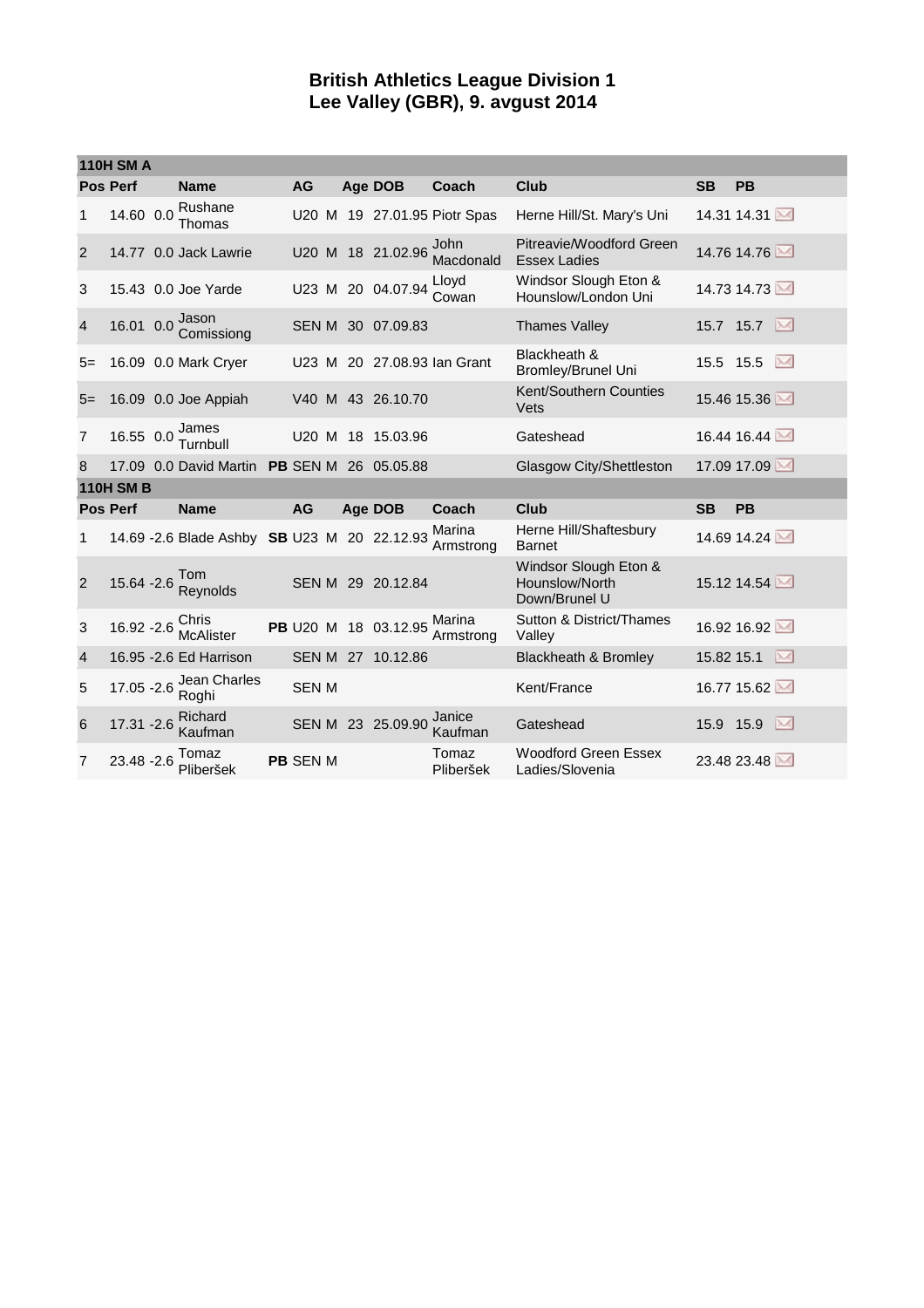**British Athletics League Division 1**
**Lee Valley (GBR), 9. avgust 2014**

| Pos | Perf | | Name | | AG | | Age | DOB | Coach | Club | SB | PB |
|---|---|---|---|---|---|---|---|---|---|---|---|---|
| **110H SM A** | | | | | | | | | | | | |
| 1 | 14.60 | 0.0 | Rushane Thomas | | U20 | M | 19 | 27.01.95 | Piotr Spas | Herne Hill/St. Mary's Uni | 14.31 | 14.31 |
| 2 | 14.77 | 0.0 | Jack Lawrie | | U20 | M | 18 | 21.02.96 | John Macdonald | Pitreavie/Woodford Green Essex Ladies | 14.76 | 14.76 |
| 3 | 15.43 | 0.0 | Joe Yarde | | U23 | M | 20 | 04.07.94 | Lloyd Cowan | Windsor Slough Eton & Hounslow/London Uni | 14.73 | 14.73 |
| 4 | 16.01 | 0.0 | Jason Comissiong | | SEN | M | 30 | 07.09.83 | | Thames Valley | 15.7 | 15.7 |
| 5= | 16.09 | 0.0 | Mark Cryer | | U23 | M | 20 | 27.08.93 | Ian Grant | Blackheath & Bromley/Brunel Uni | 15.5 | 15.5 |
| 5= | 16.09 | 0.0 | Joe Appiah | | V40 | M | 43 | 26.10.70 | | Kent/Southern Counties Vets | 15.46 | 15.36 |
| 7 | 16.55 | 0.0 | James Turnbull | | U20 | M | 18 | 15.03.96 | | Gateshead | 16.44 | 16.44 |
| 8 | 17.09 | 0.0 | David Martin | PB | SEN | M | 26 | 05.05.88 | | Glasgow City/Shettleston | 17.09 | 17.09 |
| **110H SM B** | | | | | | | | | | | | |
| **Pos** | **Perf** | | **Name** | | **AG** | | **Age** | **DOB** | **Coach** | **Club** | **SB** | **PB** |
| 1 | 14.69 | -2.6 | Blade Ashby | SB | U23 | M | 20 | 22.12.93 | Marina Armstrong | Herne Hill/Shaftesbury Barnet | 14.69 | 14.24 |
| 2 | 15.64 | -2.6 | Tom Reynolds | | SEN | M | 29 | 20.12.84 | | Windsor Slough Eton & Hounslow/North Down/Brunel U | 15.12 | 14.54 |
| 3 | 16.92 | -2.6 | Chris McAlister | PB | U20 | M | 18 | 03.12.95 | Marina Armstrong | Sutton & District/Thames Valley | 16.92 | 16.92 |
| 4 | 16.95 | -2.6 | Ed Harrison | | SEN | M | 27 | 10.12.86 | | Blackheath & Bromley | 15.82 | 15.1 |
| 5 | 17.05 | -2.6 | Jean Charles Roghi | | SEN | M | | | | Kent/France | 16.77 | 15.62 |
| 6 | 17.31 | -2.6 | Richard Kaufman | | SEN | M | 23 | 25.09.90 | Janice Kaufman | Gateshead | 15.9 | 15.9 |
| 7 | 23.48 | -2.6 | Tomaz Pliberšek | PB | SEN | M | | | Tomaz Pliberšek | Woodford Green Essex Ladies/Slovenia | 23.48 | 23.48 |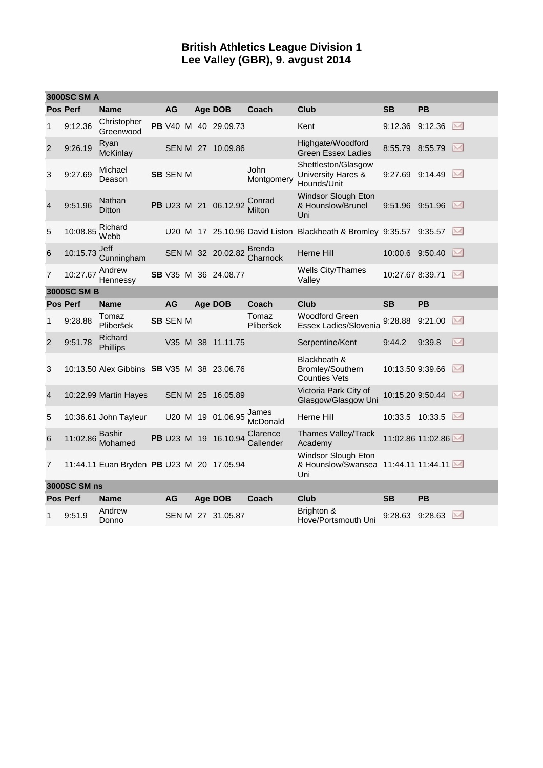**British Athletics League Division 1**
**Lee Valley (GBR), 9. avgust 2014**

| 3000SC SM A | | | | | | | | | | | | |
|---|---|---|---|---|---|---|---|---|---|---|---|---|
| **Pos** | **Perf** | **Name** | | **AG** | | **Age** | **DOB** | **Coach** | **Club** | **SB** | **PB** | |
| 1 | 9:12.36 | Christopher Greenwood | **PB** | V40 | M | 40 | 29.09.73 | | Kent | 9:12.36 | 9:12.36 | |
| 2 | 9:26.19 | Ryan McKinlay | | SEN | M | 27 | 10.09.86 | | Highgate/Woodford Green Essex Ladies | 8:55.79 | 8:55.79 | |
| 3 | 9:27.69 | Michael Deason | **SB** | SEN | M | | | John Montgomery | Shettleston/Glasgow University Hares & Hounds/Unit | 9:27.69 | 9:14.49 | |
| 4 | 9:51.96 | Nathan Ditton | **PB** | U23 | M | 21 | 06.12.92 | Conrad Milton | Windsor Slough Eton & Hounslow/Brunel Uni | 9:51.96 | 9:51.96 | |
| 5 | 10:08.85 | Richard Webb | | U20 | M | 17 | 25.10.96 | David Liston | Blackheath & Bromley | 9:35.57 | 9:35.57 | |
| 6 | 10:15.73 | Jeff Cunningham | | SEN | M | 32 | 20.02.82 | Brenda Charnock | Herne Hill | 10:00.6 | 9:50.40 | |
| 7 | 10:27.67 | Andrew Hennessy | **SB** | V35 | M | 36 | 24.08.77 | | Wells City/Thames Valley | 10:27.67 | 8:39.71 | |

| 3000SC SM B | | | | | | | | | | | | |
|---|---|---|---|---|---|---|---|---|---|---|---|---|
| **Pos** | **Perf** | **Name** | | **AG** | | **Age** | **DOB** | **Coach** | **Club** | **SB** | **PB** | |
| 1 | 9:28.88 | Tomaz Pliberšek | **SB** | SEN | M | | | Tomaz Pliberšek | Woodford Green Essex Ladies/Slovenia | 9:28.88 | 9:21.00 | |
| 2 | 9:51.78 | Richard Phillips | | V35 | M | 38 | 11.11.75 | | Serpentine/Kent | 9:44.2 | 9:39.8 | |
| 3 | 10:13.50 | Alex Gibbins | **SB** | V35 | M | 38 | 23.06.76 | | Blackheath & Bromley/Southern Counties Vets | 10:13.50 | 9:39.66 | |
| 4 | 10:22.99 | Martin Hayes | | SEN | M | 25 | 16.05.89 | | Victoria Park City of Glasgow/Glasgow Uni | 10:15.20 | 9:50.44 | |
| 5 | 10:36.61 | John Tayleur | | U20 | M | 19 | 01.06.95 | James McDonald | Herne Hill | 10:33.5 | 10:33.5 | |
| 6 | 11:02.86 | Bashir Mohamed | **PB** | U23 | M | 19 | 16.10.94 | Clarence Callender | Thames Valley/Track Academy | 11:02.86 | 11:02.86 | |
| 7 | 11:44.11 | Euan Bryden | **PB** | U23 | M | 20 | 17.05.94 | | Windsor Slough Eton & Hounslow/Swansea Uni | 11:44.11 | 11:44.11 | |

| 3000SC SM ns | | | | | | | | | | | | |
|---|---|---|---|---|---|---|---|---|---|---|---|---|
| **Pos** | **Perf** | **Name** | | **AG** | | **Age** | **DOB** | **Coach** | **Club** | **SB** | **PB** | |
| 1 | 9:51.9 | Andrew Donno | | SEN | M | 27 | 31.05.87 | | Brighton & Hove/Portsmouth Uni | 9:28.63 | 9:28.63 | |